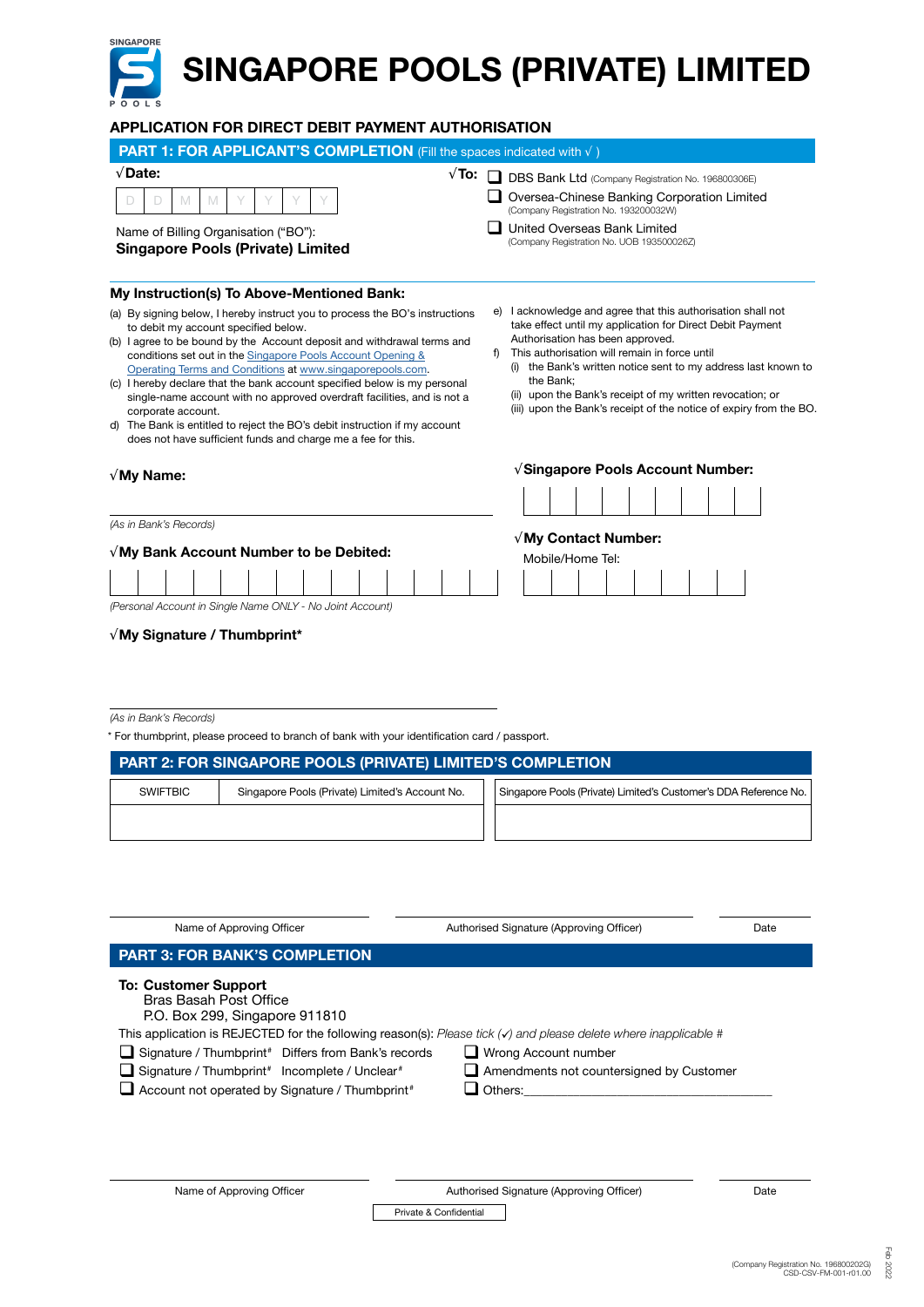# SINGAPORE POOLS (PRIVATE) LIMITED

## APPLICATION FOR DIRECT DEBIT PAYMENT AUTHORISATION

### PART 1: FOR APPLICANT'S COMPLETION (Fill the spaces indicated with √ )

**√Date:**

| D | D | M | M | Y | Y | Y | Y |
|---|---|---|---|---|---|---|---|

Name of Billing Organisation ("BO"):
**Singapore Pools (Private) Limited**

**√To:**
- ❑ DBS Bank Ltd (Company Registration No. 196800306E)
- ❑ Oversea-Chinese Banking Corporation Limited (Company Registration No. 193200032W)
- ❑ United Overseas Bank Limited (Company Registration No. UOB 193500026Z)

**My Instruction(s) To Above-Mentioned Bank:**

(a) By signing below, I hereby instruct you to process the BO's instructions to debit my account specified below.
(b) I agree to be bound by the Account deposit and withdrawal terms and conditions set out in the Singapore Pools Account Opening & Operating Terms and Conditions at www.singaporepools.com.
(c) I hereby declare that the bank account specified below is my personal single-name account with no approved overdraft facilities, and is not a corporate account.
d) The Bank is entitled to reject the BO's debit instruction if my account does not have sufficient funds and charge me a fee for this.
e) I acknowledge and agree that this authorisation shall not take effect until my application for Direct Debit Payment Authorisation has been approved.
f) This authorisation will remain in force until
   (i) the Bank's written notice sent to my address last known to the Bank;
   (ii) upon the Bank's receipt of my written revocation; or
   (iii) upon the Bank's receipt of the notice of expiry from the BO.

**√My Name:**

_______________________________________________

*(As in Bank's Records)*

**√Singapore Pools Account Number:**

| | | | | | | | | |
|---|---|---|---|---|---|---|---|---|

**√My Bank Account Number to be Debited:**

| | | | | | | | | | | | | | |
|---|---|---|---|---|---|---|---|---|---|---|---|---|---|

*(Personal Account in Single Name ONLY - No Joint Account)*

**√My Contact Number:**

Mobile/Home Tel:

| | | | | | | | |
|---|---|---|---|---|---|---|---|

**√My Signature / Thumbprint***

_______________________________________________

*(As in Bank's Records)*

\* For thumbprint, please proceed to branch of bank with your identification card / passport.

### PART 2: FOR SINGAPORE POOLS (PRIVATE) LIMITED'S COMPLETION

| SWIFTBIC | Singapore Pools (Private) Limited's Account No. | Singapore Pools (Private) Limited's Customer's DDA Reference No. |
|---|---|---|
| | | |

| Name of Approving Officer | Authorised Signature (Approving Officer) | Date |
|---|---|---|

### PART 3: FOR BANK'S COMPLETION

**To: Customer Support**
Bras Basah Post Office
P.O. Box 299, Singapore 911810

This application is REJECTED for the following reason(s): *Please tick (✓) and please delete where inapplicable #*

- ❑ Signature / Thumbprint# Differs from Bank's records
- ❑ Signature / Thumbprint# Incomplete / Unclear#
- ❑ Account not operated by Signature / Thumbprint#
- ❑ Wrong Account number
- ❑ Amendments not countersigned by Customer
- ❑ Others:_______________________________________

| Name of Approving Officer | Authorised Signature (Approving Officer) | Date |
|---|---|---|

Private & Confidential

(Company Registration No. 196800202G)
CSD-CSV-FM-001-r01.00
Feb 2022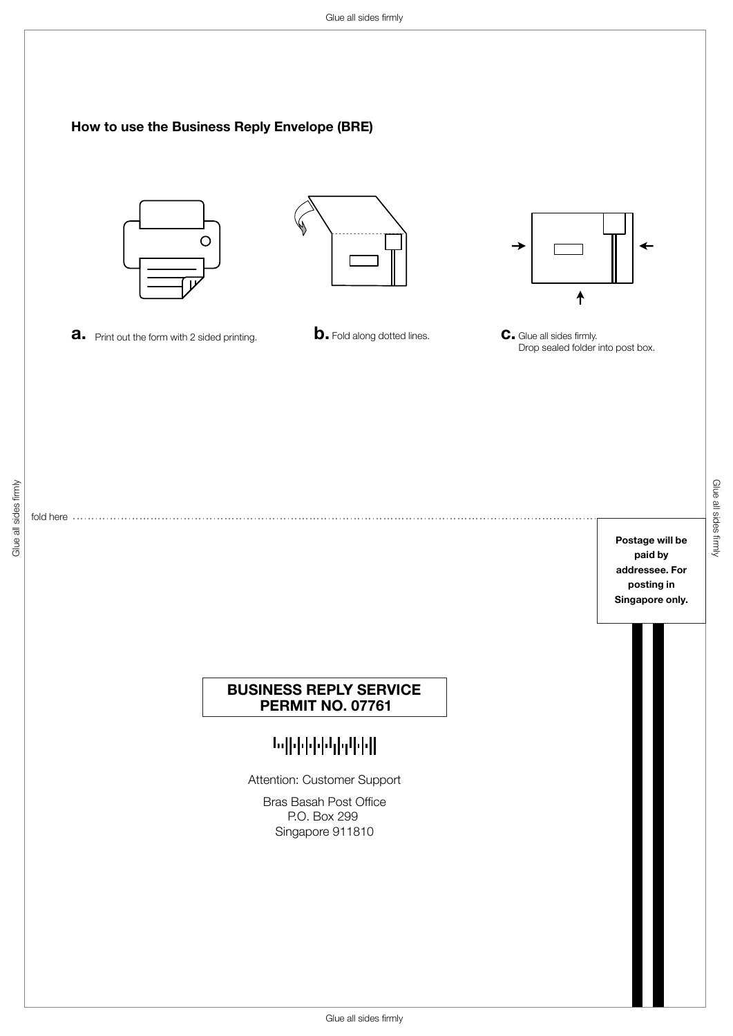Glue all sides firmly

## How to use the Business Reply Envelope (BRE)

**a.** Print out the form with 2 sided printing.

**b.** Fold along dotted lines.

**c.** Glue all sides firmly. Drop sealed folder into post box.

Glue all sides firmly

Glue all sides firmly

fold here

**Postage will be paid by addressee. For posting in Singapore only.**

**BUSINESS REPLY SERVICE**
**PERMIT NO. 07761**

Attention: Customer Support

Bras Basah Post Office
P.O. Box 299
Singapore 911810

Glue all sides firmly